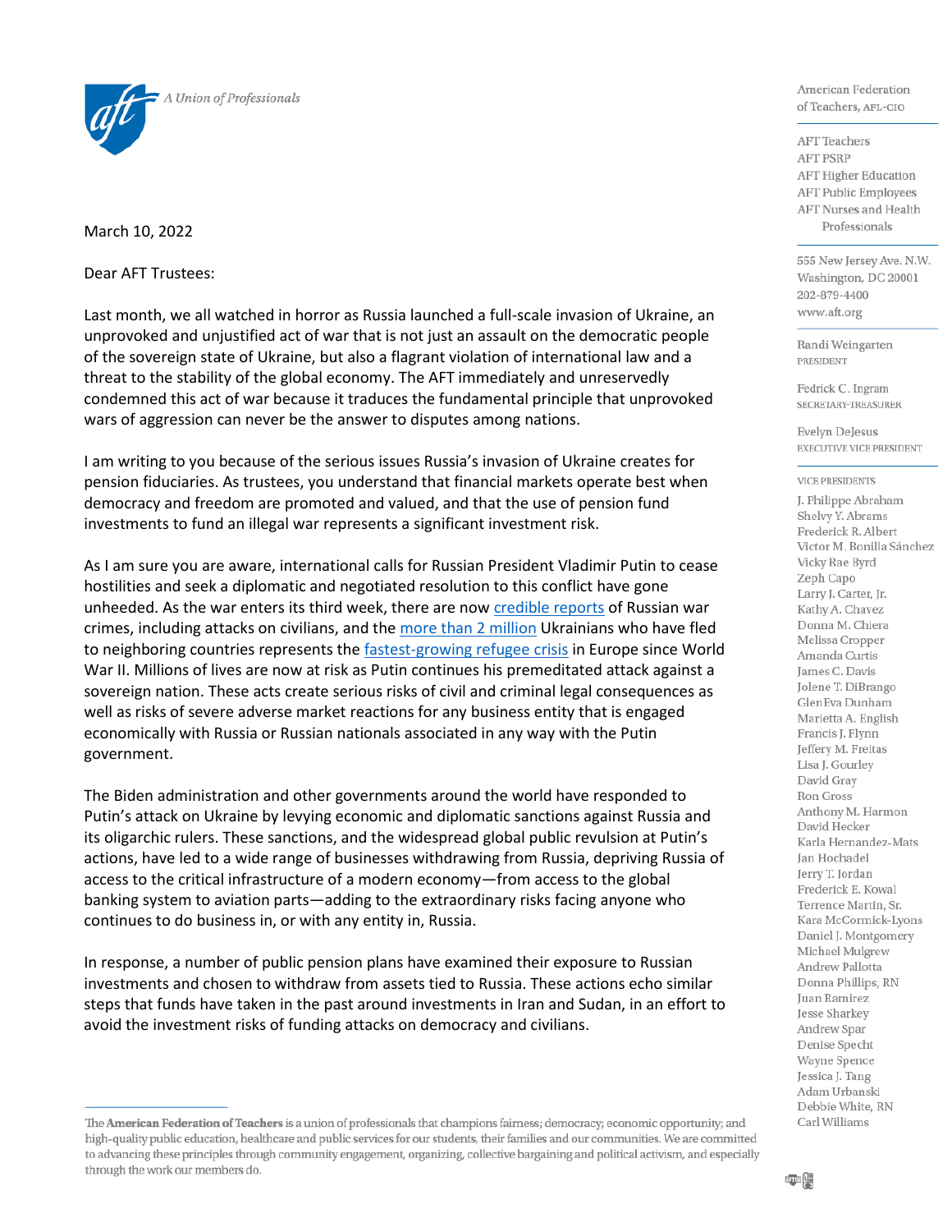A Union of Professionals

American Federation of Teachers, AFL-CIO

AFT Teachers
AFT PSRP
AFT Higher Education
AFT Public Employees
AFT Nurses and Health Professionals

555 New Jersey Ave. N.W.
Washington, DC 20001
202-879-4400
www.aft.org

Randi Weingarten
PRESIDENT

Fedrick C. Ingram
SECRETARY-TREASURER

Evelyn DeJesus
EXECUTIVE VICE PRESIDENT

VICE PRESIDENTS

J. Philippe Abraham
Shelvy Y. Abrams
Frederick R. Albert
Victor M. Bonilla Sánchez
Vicky Rae Byrd
Zeph Capo
Larry J. Carter, Jr.
Kathy A. Chavez
Donna M. Chiera
Melissa Cropper
Amanda Curtis
James C. Davis
Jolene T. DiBrango
GlenEva Dunham
Marietta A. English
Francis J. Flynn
Jeffery M. Freitas
Lisa J. Gourley
David Gray
Ron Gross
Anthony M. Harmon
David Hecker
Karla Hernandez-Mats
Jan Hochadel
Jerry T. Jordan
Frederick E. Kowal
Terrence Martin, Sr.
Kara McCormick-Lyons
Daniel J. Montgomery
Michael Mulgrew
Andrew Pallotta
Donna Phillips, RN
Juan Ramirez
Jesse Sharkey
Andrew Spar
Denise Specht
Wayne Spence
Jessica J. Tang
Adam Urbanski
Debbie White, RN
Carl Williams

March 10, 2022

Dear AFT Trustees:

Last month, we all watched in horror as Russia launched a full-scale invasion of Ukraine, an unprovoked and unjustified act of war that is not just an assault on the democratic people of the sovereign state of Ukraine, but also a flagrant violation of international law and a threat to the stability of the global economy. The AFT immediately and unreservedly condemned this act of war because it traduces the fundamental principle that unprovoked wars of aggression can never be the answer to disputes among nations.

I am writing to you because of the serious issues Russia's invasion of Ukraine creates for pension fiduciaries. As trustees, you understand that financial markets operate best when democracy and freedom are promoted and valued, and that the use of pension fund investments to fund an illegal war represents a significant investment risk.

As I am sure you are aware, international calls for Russian President Vladimir Putin to cease hostilities and seek a diplomatic and negotiated resolution to this conflict have gone unheeded. As the war enters its third week, there are now credible reports of Russian war crimes, including attacks on civilians, and the more than 2 million Ukrainians who have fled to neighboring countries represents the fastest-growing refugee crisis in Europe since World War II. Millions of lives are now at risk as Putin continues his premeditated attack against a sovereign nation. These acts create serious risks of civil and criminal legal consequences as well as risks of severe adverse market reactions for any business entity that is engaged economically with Russia or Russian nationals associated in any way with the Putin government.

The Biden administration and other governments around the world have responded to Putin's attack on Ukraine by levying economic and diplomatic sanctions against Russia and its oligarchic rulers. These sanctions, and the widespread global public revulsion at Putin's actions, have led to a wide range of businesses withdrawing from Russia, depriving Russia of access to the critical infrastructure of a modern economy—from access to the global banking system to aviation parts—adding to the extraordinary risks facing anyone who continues to do business in, or with any entity in, Russia.

In response, a number of public pension plans have examined their exposure to Russian investments and chosen to withdraw from assets tied to Russia. These actions echo similar steps that funds have taken in the past around investments in Iran and Sudan, in an effort to avoid the investment risks of funding attacks on democracy and civilians.

---

The **American Federation of Teachers** is a union of professionals that champions fairness; democracy; economic opportunity; and high-quality public education, healthcare and public services for our students, their families and our communities. We are committed to advancing these principles through community engagement, organizing, collective bargaining and political activism, and especially through the work our members do.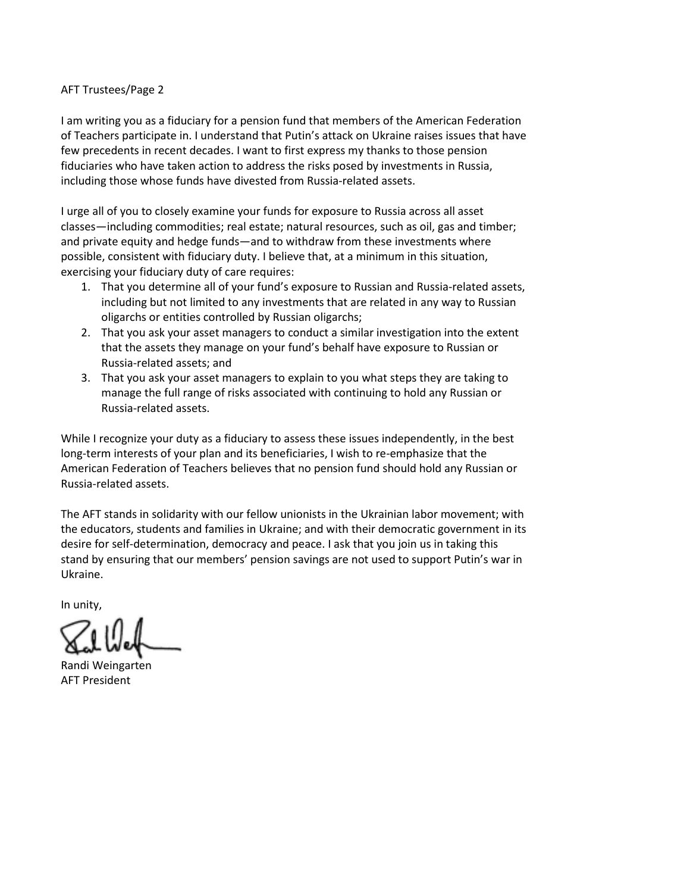I am writing you as a fiduciary for a pension fund that members of the American Federation of Teachers participate in. I understand that Putin's attack on Ukraine raises issues that have few precedents in recent decades. I want to first express my thanks to those pension fiduciaries who have taken action to address the risks posed by investments in Russia, including those whose funds have divested from Russia-related assets.

I urge all of you to closely examine your funds for exposure to Russia across all asset classes—including commodities; real estate; natural resources, such as oil, gas and timber; and private equity and hedge funds—and to withdraw from these investments where possible, consistent with fiduciary duty. I believe that, at a minimum in this situation, exercising your fiduciary duty of care requires:

1. That you determine all of your fund's exposure to Russian and Russia-related assets, including but not limited to any investments that are related in any way to Russian oligarchs or entities controlled by Russian oligarchs;
2. That you ask your asset managers to conduct a similar investigation into the extent that the assets they manage on your fund's behalf have exposure to Russian or Russia-related assets; and
3. That you ask your asset managers to explain to you what steps they are taking to manage the full range of risks associated with continuing to hold any Russian or Russia-related assets.

While I recognize your duty as a fiduciary to assess these issues independently, in the best long-term interests of your plan and its beneficiaries, I wish to re-emphasize that the American Federation of Teachers believes that no pension fund should hold any Russian or Russia-related assets.

The AFT stands in solidarity with our fellow unionists in the Ukrainian labor movement; with the educators, students and families in Ukraine; and with their democratic government in its desire for self-determination, democracy and peace. I ask that you join us in taking this stand by ensuring that our members' pension savings are not used to support Putin's war in Ukraine.

In unity,

Randi Weingarten
AFT President